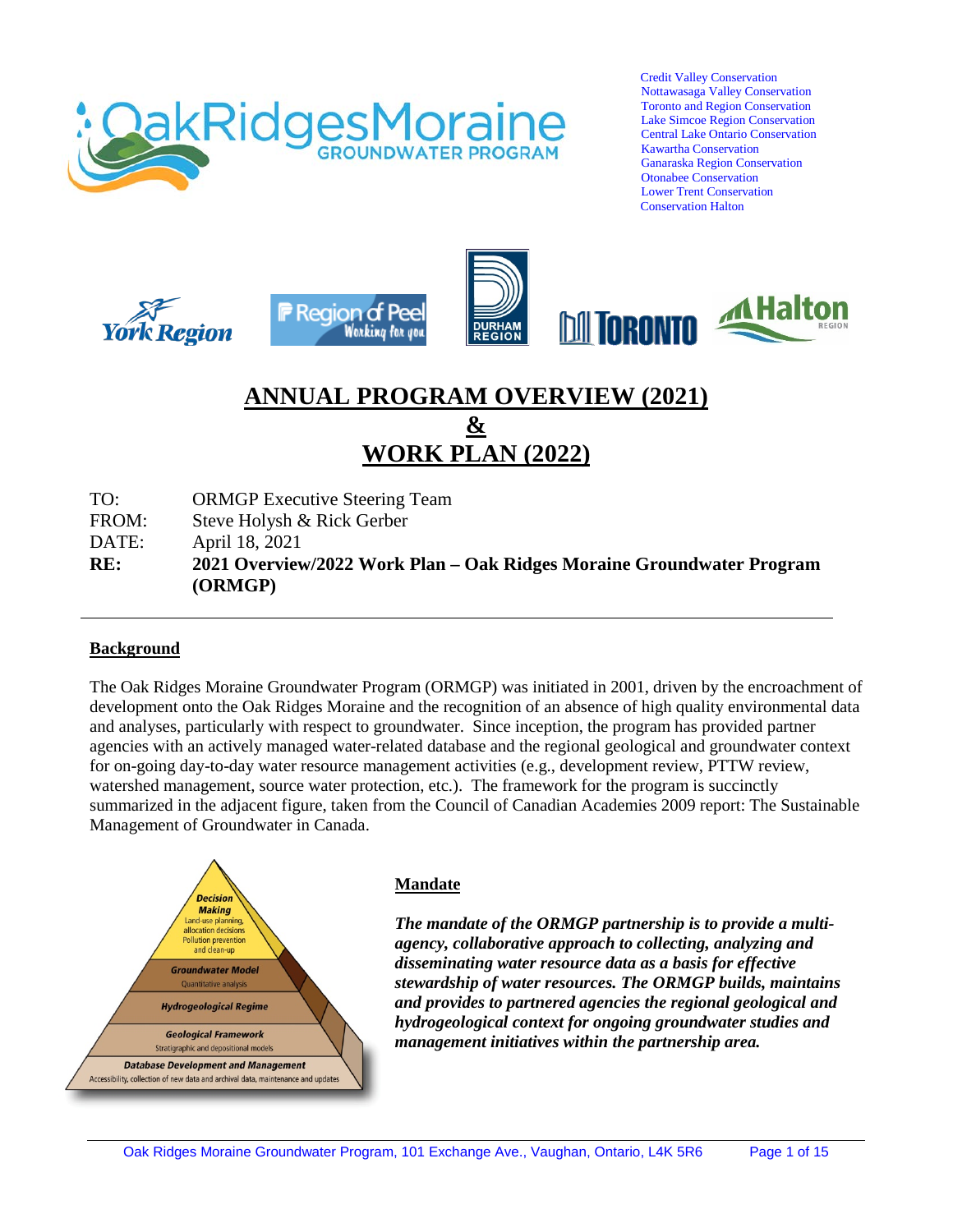Credit Valley Conservation
Nottawasaga Valley Conservation
Toronto and Region Conservation
Lake Simcoe Region Conservation
Central Lake Ontario Conservation
Kawartha Conservation
Ganaraska Region Conservation
Otonabee Conservation
Lower Trent Conservation
Conservation Halton

# ANNUAL PROGRAM OVERVIEW (2021) & WORK PLAN (2022)

TO: ORMGP Executive Steering Team
FROM: Steve Holysh & Rick Gerber
DATE: April 18, 2021
**RE: 2021 Overview/2022 Work Plan – Oak Ridges Moraine Groundwater Program (ORMGP)**

---

## Background

The Oak Ridges Moraine Groundwater Program (ORMGP) was initiated in 2001, driven by the encroachment of development onto the Oak Ridges Moraine and the recognition of an absence of high quality environmental data and analyses, particularly with respect to groundwater. Since inception, the program has provided partner agencies with an actively managed water-related database and the regional geological and groundwater context for on-going day-to-day water resource management activities (e.g., development review, PTTW review, watershed management, source water protection, etc.). The framework for the program is succinctly summarized in the adjacent figure, taken from the Council of Canadian Academies 2009 report: The Sustainable Management of Groundwater in Canada.

Decision Making
Land-use planning, allocation decisions
Pollution prevention and clean-up

Groundwater Model
Quantitative analysis

Hydrogeological Regime

Geological Framework
Stratigraphic and depositional models

Database Development and Management
Accessibility, collection of new data and archival data, maintenance and updates

## Mandate

***The mandate of the ORMGP partnership is to provide a multi-agency, collaborative approach to collecting, analyzing and disseminating water resource data as a basis for effective stewardship of water resources. The ORMGP builds, maintains and provides to partnered agencies the regional geological and hydrogeological context for ongoing groundwater studies and management initiatives within the partnership area.***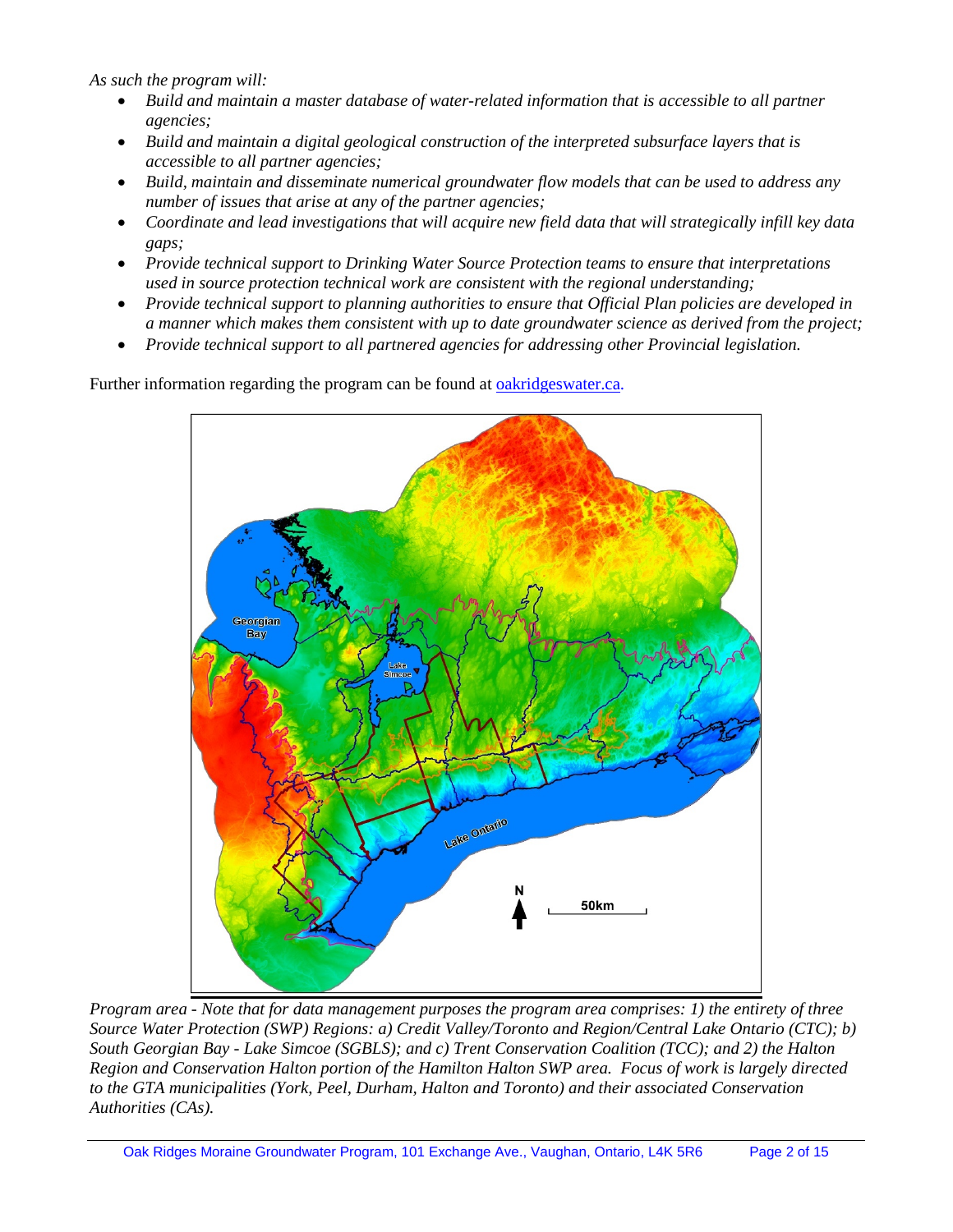*As such the program will:*

- *Build and maintain a master database of water-related information that is accessible to all partner agencies;*
- *Build and maintain a digital geological construction of the interpreted subsurface layers that is accessible to all partner agencies;*
- *Build, maintain and disseminate numerical groundwater flow models that can be used to address any number of issues that arise at any of the partner agencies;*
- *Coordinate and lead investigations that will acquire new field data that will strategically infill key data gaps;*
- *Provide technical support to Drinking Water Source Protection teams to ensure that interpretations used in source protection technical work are consistent with the regional understanding;*
- *Provide technical support to planning authorities to ensure that Official Plan policies are developed in a manner which makes them consistent with up to date groundwater science as derived from the project;*
- *Provide technical support to all partnered agencies for addressing other Provincial legislation.*

Further information regarding the program can be found at [oakridgeswater.ca.](oakridgeswater.ca)

*Program area - Note that for data management purposes the program area comprises: 1) the entirety of three Source Water Protection (SWP) Regions: a) Credit Valley/Toronto and Region/Central Lake Ontario (CTC); b) South Georgian Bay - Lake Simcoe (SGBLS); and c) Trent Conservation Coalition (TCC); and 2) the Halton Region and Conservation Halton portion of the Hamilton Halton SWP area. Focus of work is largely directed to the GTA municipalities (York, Peel, Durham, Halton and Toronto) and their associated Conservation Authorities (CAs).*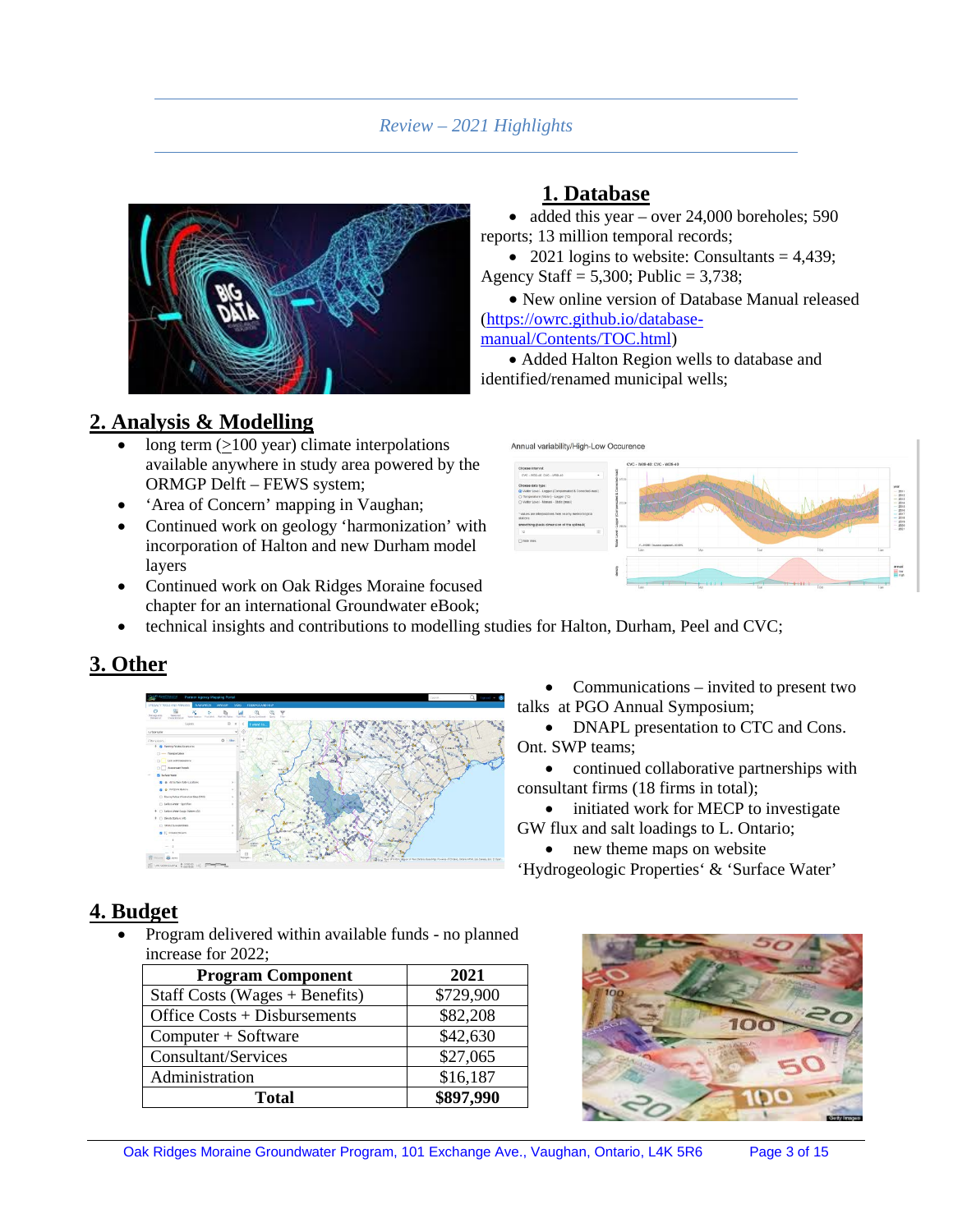*Review – 2021 Highlights*

## 1. Database

- added this year – over 24,000 boreholes; 590 reports; 13 million temporal records;
- 2021 logins to website: Consultants = 4,439; Agency Staff = 5,300; Public = 3,738;
- New online version of Database Manual released (https://owrc.github.io/database-manual/Contents/TOC.html)
- Added Halton Region wells to database and identified/renamed municipal wells;

## 2. Analysis & Modelling

- long term (>100 year) climate interpolations available anywhere in study area powered by the ORMGP Delft – FEWS system;
- 'Area of Concern' mapping in Vaughan;
- Continued work on geology 'harmonization' with incorporation of Halton and new Durham model layers
- Continued work on Oak Ridges Moraine focused chapter for an international Groundwater eBook;
- technical insights and contributions to modelling studies for Halton, Durham, Peel and CVC;

## 3. Other

- Communications – invited to present two talks at PGO Annual Symposium;
- DNAPL presentation to CTC and Cons. Ont. SWP teams;
- continued collaborative partnerships with consultant firms (18 firms in total);
- initiated work for MECP to investigate GW flux and salt loadings to L. Ontario;
- new theme maps on website 'Hydrogeologic Properties' & 'Surface Water'

## 4. Budget

- Program delivered within available funds - no planned increase for 2022;

| Program Component | 2021 |
|---|---|
| Staff Costs (Wages + Benefits) | $729,900 |
| Office Costs + Disbursements | $82,208 |
| Computer + Software | $42,630 |
| Consultant/Services | $27,065 |
| Administration | $16,187 |
| **Total** | **$897,990** |

Oak Ridges Moraine Groundwater Program, 101 Exchange Ave., Vaughan, Ontario, L4K 5R6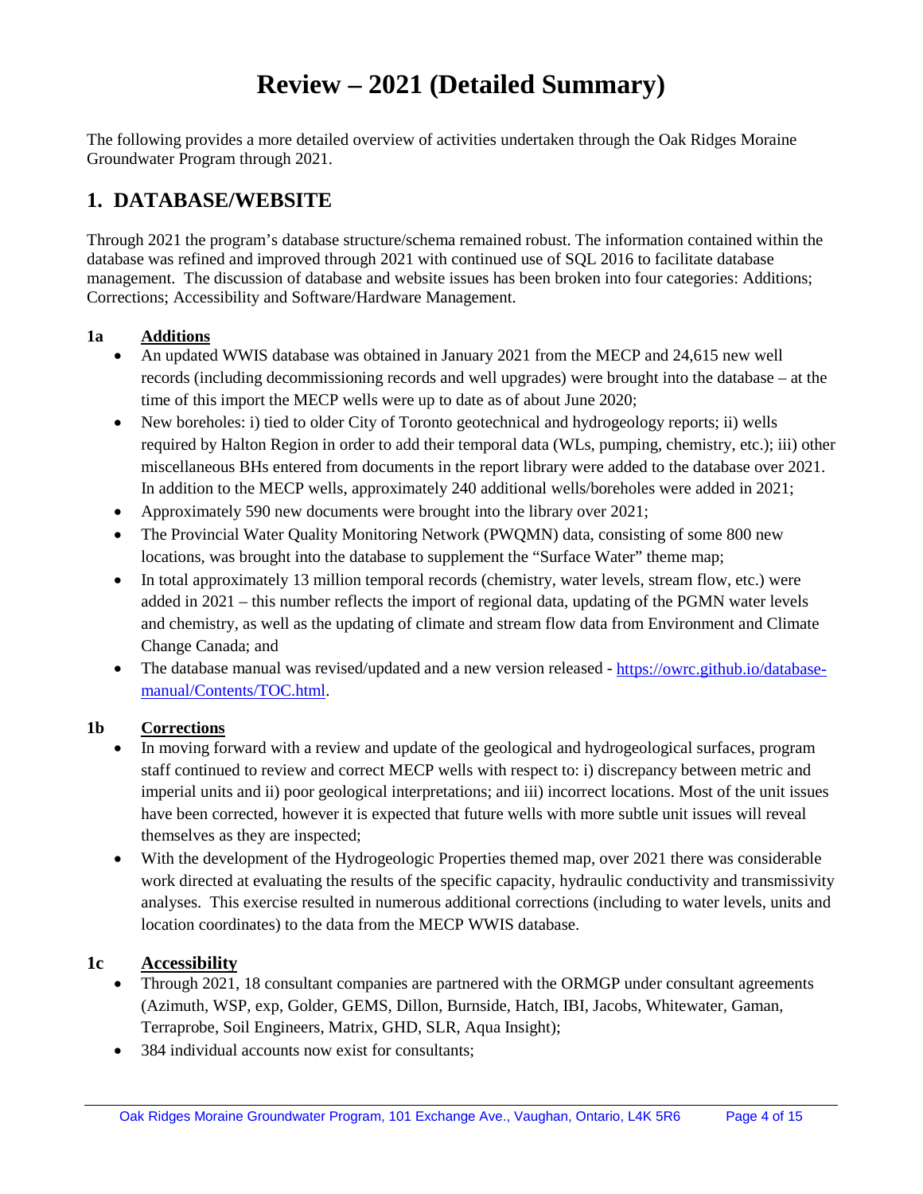# Review – 2021 (Detailed Summary)

The following provides a more detailed overview of activities undertaken through the Oak Ridges Moraine Groundwater Program through 2021.

## 1. DATABASE/WEBSITE

Through 2021 the program's database structure/schema remained robust. The information contained within the database was refined and improved through 2021 with continued use of SQL 2016 to facilitate database management. The discussion of database and website issues has been broken into four categories: Additions; Corrections; Accessibility and Software/Hardware Management.

### 1a Additions

- An updated WWIS database was obtained in January 2021 from the MECP and 24,615 new well records (including decommissioning records and well upgrades) were brought into the database – at the time of this import the MECP wells were up to date as of about June 2020;
- New boreholes: i) tied to older City of Toronto geotechnical and hydrogeology reports; ii) wells required by Halton Region in order to add their temporal data (WLs, pumping, chemistry, etc.); iii) other miscellaneous BHs entered from documents in the report library were added to the database over 2021. In addition to the MECP wells, approximately 240 additional wells/boreholes were added in 2021;
- Approximately 590 new documents were brought into the library over 2021;
- The Provincial Water Quality Monitoring Network (PWQMN) data, consisting of some 800 new locations, was brought into the database to supplement the "Surface Water" theme map;
- In total approximately 13 million temporal records (chemistry, water levels, stream flow, etc.) were added in 2021 – this number reflects the import of regional data, updating of the PGMN water levels and chemistry, as well as the updating of climate and stream flow data from Environment and Climate Change Canada; and
- The database manual was revised/updated and a new version released - https://owrc.github.io/database-manual/Contents/TOC.html.

### 1b Corrections

- In moving forward with a review and update of the geological and hydrogeological surfaces, program staff continued to review and correct MECP wells with respect to: i) discrepancy between metric and imperial units and ii) poor geological interpretations; and iii) incorrect locations. Most of the unit issues have been corrected, however it is expected that future wells with more subtle unit issues will reveal themselves as they are inspected;
- With the development of the Hydrogeologic Properties themed map, over 2021 there was considerable work directed at evaluating the results of the specific capacity, hydraulic conductivity and transmissivity analyses. This exercise resulted in numerous additional corrections (including to water levels, units and location coordinates) to the data from the MECP WWIS database.

### 1c Accessibility

- Through 2021, 18 consultant companies are partnered with the ORMGP under consultant agreements (Azimuth, WSP, exp, Golder, GEMS, Dillon, Burnside, Hatch, IBI, Jacobs, Whitewater, Gaman, Terraprobe, Soil Engineers, Matrix, GHD, SLR, Aqua Insight);
- 384 individual accounts now exist for consultants;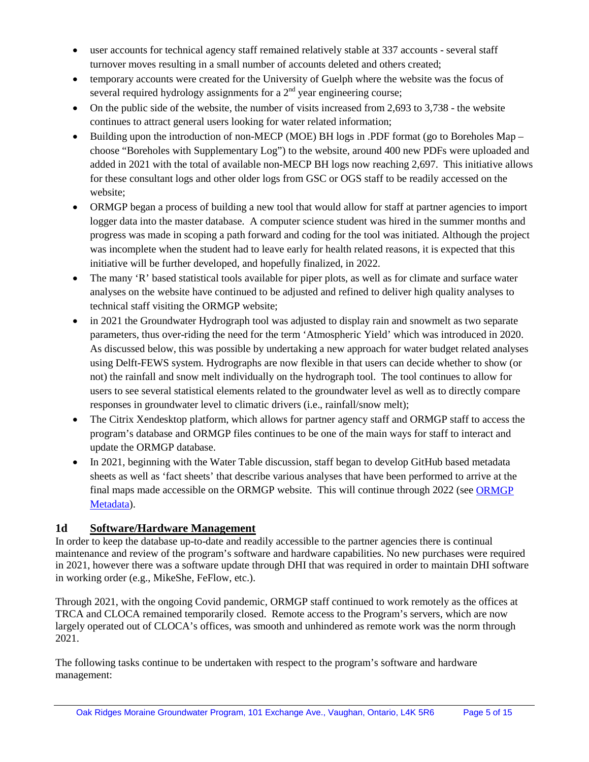- user accounts for technical agency staff remained relatively stable at 337 accounts - several staff turnover moves resulting in a small number of accounts deleted and others created;
- temporary accounts were created for the University of Guelph where the website was the focus of several required hydrology assignments for a 2nd year engineering course;
- On the public side of the website, the number of visits increased from 2,693 to 3,738 - the website continues to attract general users looking for water related information;
- Building upon the introduction of non-MECP (MOE) BH logs in .PDF format (go to Boreholes Map – choose "Boreholes with Supplementary Log") to the website, around 400 new PDFs were uploaded and added in 2021 with the total of available non-MECP BH logs now reaching 2,697. This initiative allows for these consultant logs and other older logs from GSC or OGS staff to be readily accessed on the website;
- ORMGP began a process of building a new tool that would allow for staff at partner agencies to import logger data into the master database. A computer science student was hired in the summer months and progress was made in scoping a path forward and coding for the tool was initiated. Although the project was incomplete when the student had to leave early for health related reasons, it is expected that this initiative will be further developed, and hopefully finalized, in 2022.
- The many 'R' based statistical tools available for piper plots, as well as for climate and surface water analyses on the website have continued to be adjusted and refined to deliver high quality analyses to technical staff visiting the ORMGP website;
- in 2021 the Groundwater Hydrograph tool was adjusted to display rain and snowmelt as two separate parameters, thus over-riding the need for the term 'Atmospheric Yield' which was introduced in 2020. As discussed below, this was possible by undertaking a new approach for water budget related analyses using Delft-FEWS system. Hydrographs are now flexible in that users can decide whether to show (or not) the rainfall and snow melt individually on the hydrograph tool. The tool continues to allow for users to see several statistical elements related to the groundwater level as well as to directly compare responses in groundwater level to climatic drivers (i.e., rainfall/snow melt);
- The Citrix Xendesktop platform, which allows for partner agency staff and ORMGP staff to access the program's database and ORMGP files continues to be one of the main ways for staff to interact and update the ORMGP database.
- In 2021, beginning with the Water Table discussion, staff began to develop GitHub based metadata sheets as well as 'fact sheets' that describe various analyses that have been performed to arrive at the final maps made accessible on the ORMGP website. This will continue through 2022 (see ORMGP Metadata).

## 1d Software/Hardware Management

In order to keep the database up-to-date and readily accessible to the partner agencies there is continual maintenance and review of the program's software and hardware capabilities. No new purchases were required in 2021, however there was a software update through DHI that was required in order to maintain DHI software in working order (e.g., MikeShe, FeFlow, etc.).

Through 2021, with the ongoing Covid pandemic, ORMGP staff continued to work remotely as the offices at TRCA and CLOCA remained temporarily closed. Remote access to the Program's servers, which are now largely operated out of CLOCA's offices, was smooth and unhindered as remote work was the norm through 2021.

The following tasks continue to be undertaken with respect to the program's software and hardware management: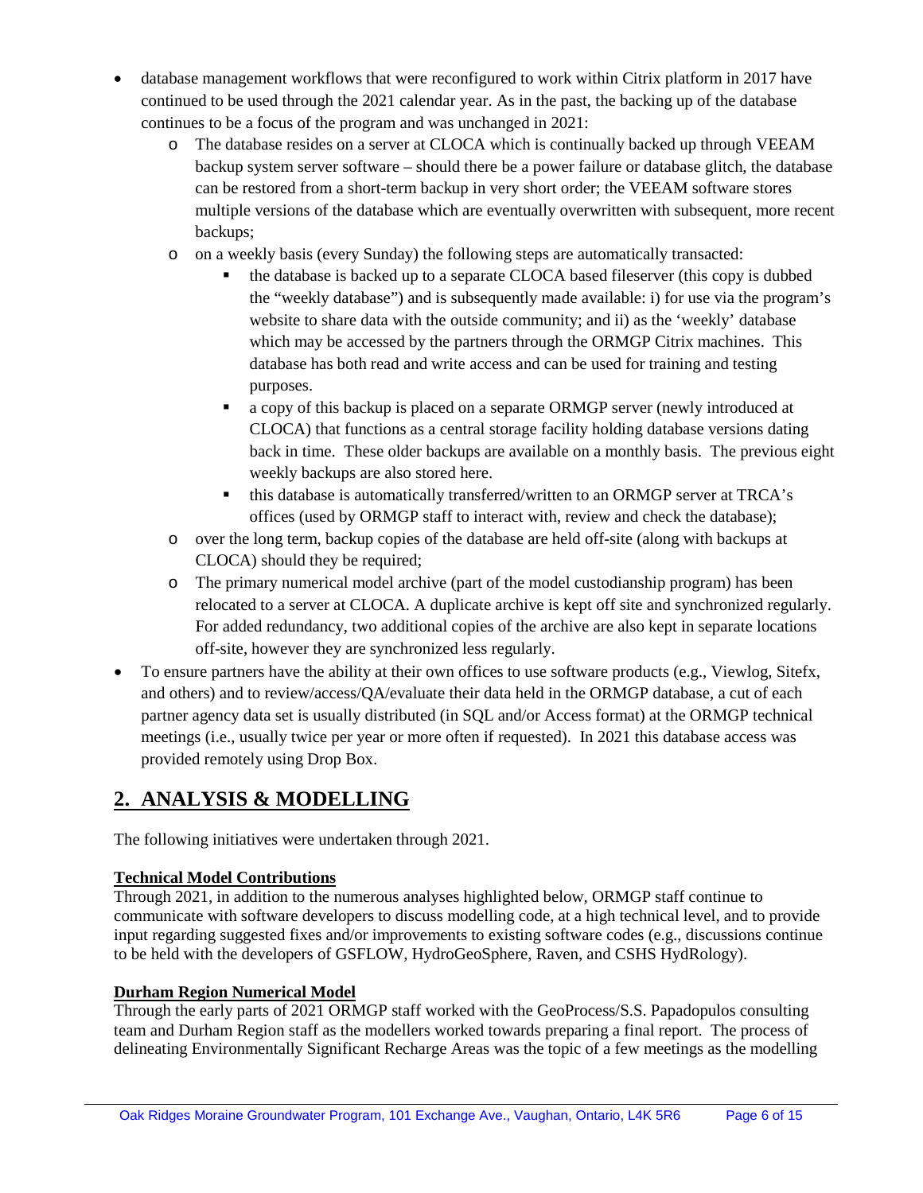- database management workflows that were reconfigured to work within Citrix platform in 2017 have continued to be used through the 2021 calendar year. As in the past, the backing up of the database continues to be a focus of the program and was unchanged in 2021:
  - The database resides on a server at CLOCA which is continually backed up through VEEAM backup system server software – should there be a power failure or database glitch, the database can be restored from a short-term backup in very short order; the VEEAM software stores multiple versions of the database which are eventually overwritten with subsequent, more recent backups;
  - on a weekly basis (every Sunday) the following steps are automatically transacted:
    - the database is backed up to a separate CLOCA based fileserver (this copy is dubbed the "weekly database") and is subsequently made available: i) for use via the program's website to share data with the outside community; and ii) as the 'weekly' database which may be accessed by the partners through the ORMGP Citrix machines. This database has both read and write access and can be used for training and testing purposes.
    - a copy of this backup is placed on a separate ORMGP server (newly introduced at CLOCA) that functions as a central storage facility holding database versions dating back in time. These older backups are available on a monthly basis. The previous eight weekly backups are also stored here.
    - this database is automatically transferred/written to an ORMGP server at TRCA's offices (used by ORMGP staff to interact with, review and check the database);
  - over the long term, backup copies of the database are held off-site (along with backups at CLOCA) should they be required;
  - The primary numerical model archive (part of the model custodianship program) has been relocated to a server at CLOCA. A duplicate archive is kept off site and synchronized regularly. For added redundancy, two additional copies of the archive are also kept in separate locations off-site, however they are synchronized less regularly.
- To ensure partners have the ability at their own offices to use software products (e.g., Viewlog, Sitefx, and others) and to review/access/QA/evaluate their data held in the ORMGP database, a cut of each partner agency data set is usually distributed (in SQL and/or Access format) at the ORMGP technical meetings (i.e., usually twice per year or more often if requested). In 2021 this database access was provided remotely using Drop Box.

## 2. ANALYSIS & MODELLING

The following initiatives were undertaken through 2021.

### Technical Model Contributions

Through 2021, in addition to the numerous analyses highlighted below, ORMGP staff continue to communicate with software developers to discuss modelling code, at a high technical level, and to provide input regarding suggested fixes and/or improvements to existing software codes (e.g., discussions continue to be held with the developers of GSFLOW, HydroGeoSphere, Raven, and CSHS HydRology).

### Durham Region Numerical Model

Through the early parts of 2021 ORMGP staff worked with the GeoProcess/S.S. Papadopulos consulting team and Durham Region staff as the modellers worked towards preparing a final report. The process of delineating Environmentally Significant Recharge Areas was the topic of a few meetings as the modelling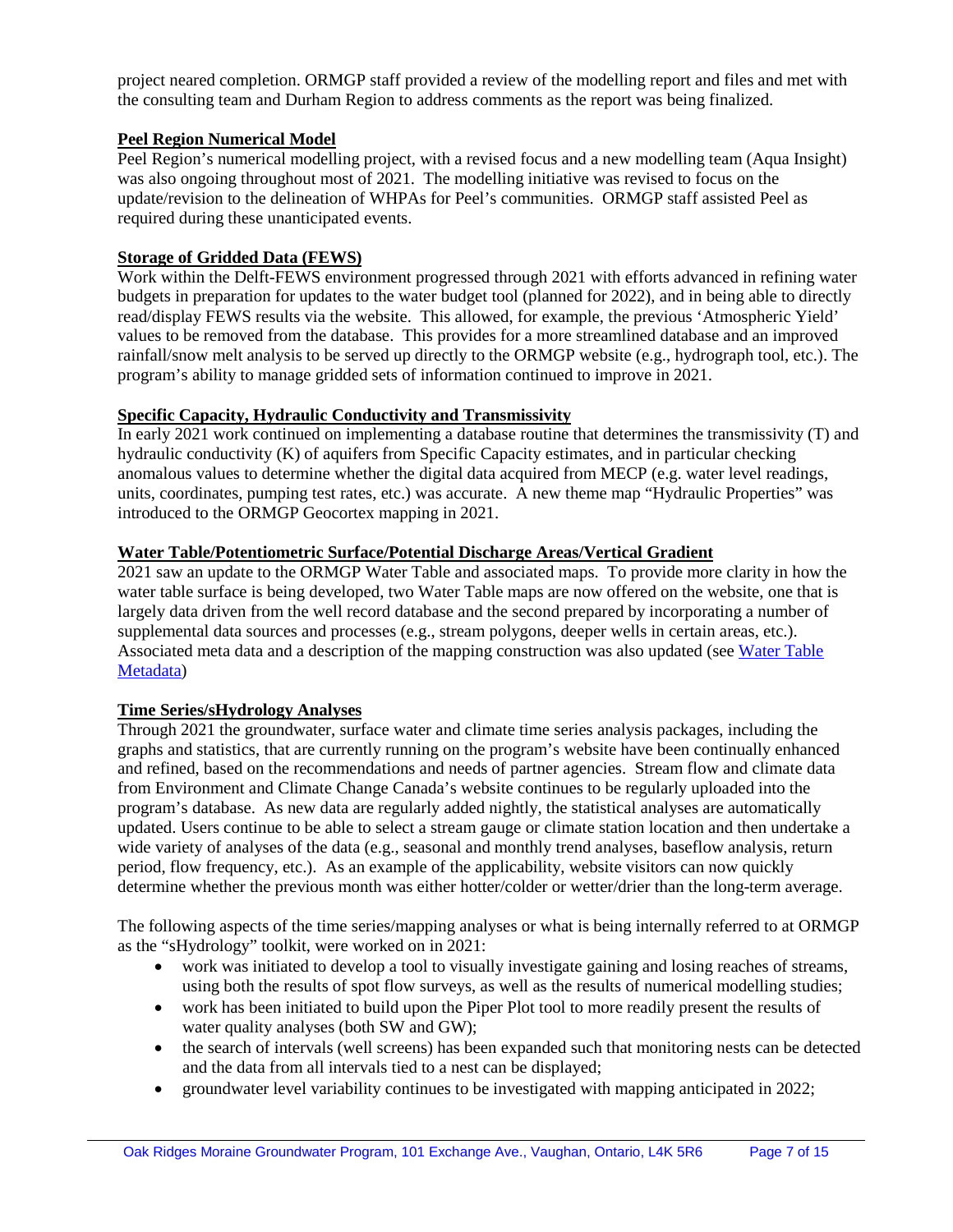project neared completion. ORMGP staff provided a review of the modelling report and files and met with the consulting team and Durham Region to address comments as the report was being finalized.

**Peel Region Numerical Model**

Peel Region's numerical modelling project, with a revised focus and a new modelling team (Aqua Insight) was also ongoing throughout most of 2021. The modelling initiative was revised to focus on the update/revision to the delineation of WHPAs for Peel's communities. ORMGP staff assisted Peel as required during these unanticipated events.

**Storage of Gridded Data (FEWS)**

Work within the Delft-FEWS environment progressed through 2021 with efforts advanced in refining water budgets in preparation for updates to the water budget tool (planned for 2022), and in being able to directly read/display FEWS results via the website. This allowed, for example, the previous 'Atmospheric Yield' values to be removed from the database. This provides for a more streamlined database and an improved rainfall/snow melt analysis to be served up directly to the ORMGP website (e.g., hydrograph tool, etc.). The program's ability to manage gridded sets of information continued to improve in 2021.

**Specific Capacity, Hydraulic Conductivity and Transmissivity**

In early 2021 work continued on implementing a database routine that determines the transmissivity (T) and hydraulic conductivity (K) of aquifers from Specific Capacity estimates, and in particular checking anomalous values to determine whether the digital data acquired from MECP (e.g. water level readings, units, coordinates, pumping test rates, etc.) was accurate. A new theme map "Hydraulic Properties" was introduced to the ORMGP Geocortex mapping in 2021.

**Water Table/Potentiometric Surface/Potential Discharge Areas/Vertical Gradient**

2021 saw an update to the ORMGP Water Table and associated maps. To provide more clarity in how the water table surface is being developed, two Water Table maps are now offered on the website, one that is largely data driven from the well record database and the second prepared by incorporating a number of supplemental data sources and processes (e.g., stream polygons, deeper wells in certain areas, etc.). Associated meta data and a description of the mapping construction was also updated (see Water Table Metadata)

**Time Series/sHydrology Analyses**

Through 2021 the groundwater, surface water and climate time series analysis packages, including the graphs and statistics, that are currently running on the program's website have been continually enhanced and refined, based on the recommendations and needs of partner agencies. Stream flow and climate data from Environment and Climate Change Canada's website continues to be regularly uploaded into the program's database. As new data are regularly added nightly, the statistical analyses are automatically updated. Users continue to be able to select a stream gauge or climate station location and then undertake a wide variety of analyses of the data (e.g., seasonal and monthly trend analyses, baseflow analysis, return period, flow frequency, etc.). As an example of the applicability, website visitors can now quickly determine whether the previous month was either hotter/colder or wetter/drier than the long-term average.

The following aspects of the time series/mapping analyses or what is being internally referred to at ORMGP as the "sHydrology" toolkit, were worked on in 2021:

- work was initiated to develop a tool to visually investigate gaining and losing reaches of streams, using both the results of spot flow surveys, as well as the results of numerical modelling studies;
- work has been initiated to build upon the Piper Plot tool to more readily present the results of water quality analyses (both SW and GW);
- the search of intervals (well screens) has been expanded such that monitoring nests can be detected and the data from all intervals tied to a nest can be displayed;
- groundwater level variability continues to be investigated with mapping anticipated in 2022;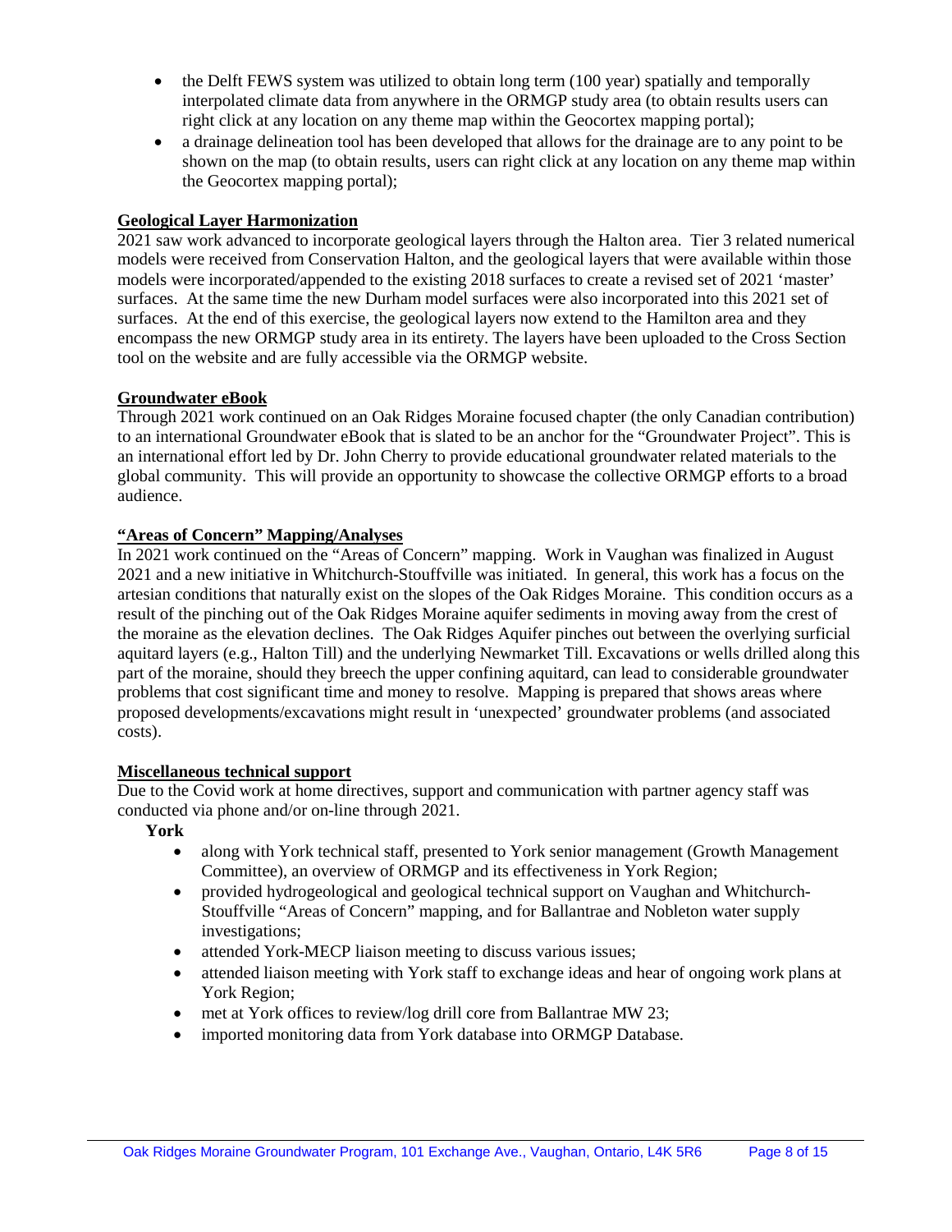- the Delft FEWS system was utilized to obtain long term (100 year) spatially and temporally interpolated climate data from anywhere in the ORMGP study area (to obtain results users can right click at any location on any theme map within the Geocortex mapping portal);
- a drainage delineation tool has been developed that allows for the drainage are to any point to be shown on the map (to obtain results, users can right click at any location on any theme map within the Geocortex mapping portal);

**Geological Layer Harmonization**

2021 saw work advanced to incorporate geological layers through the Halton area. Tier 3 related numerical models were received from Conservation Halton, and the geological layers that were available within those models were incorporated/appended to the existing 2018 surfaces to create a revised set of 2021 'master' surfaces. At the same time the new Durham model surfaces were also incorporated into this 2021 set of surfaces. At the end of this exercise, the geological layers now extend to the Hamilton area and they encompass the new ORMGP study area in its entirety. The layers have been uploaded to the Cross Section tool on the website and are fully accessible via the ORMGP website.

**Groundwater eBook**

Through 2021 work continued on an Oak Ridges Moraine focused chapter (the only Canadian contribution) to an international Groundwater eBook that is slated to be an anchor for the "Groundwater Project". This is an international effort led by Dr. John Cherry to provide educational groundwater related materials to the global community. This will provide an opportunity to showcase the collective ORMGP efforts to a broad audience.

**"Areas of Concern" Mapping/Analyses**

In 2021 work continued on the "Areas of Concern" mapping. Work in Vaughan was finalized in August 2021 and a new initiative in Whitchurch-Stouffville was initiated. In general, this work has a focus on the artesian conditions that naturally exist on the slopes of the Oak Ridges Moraine. This condition occurs as a result of the pinching out of the Oak Ridges Moraine aquifer sediments in moving away from the crest of the moraine as the elevation declines. The Oak Ridges Aquifer pinches out between the overlying surficial aquitard layers (e.g., Halton Till) and the underlying Newmarket Till. Excavations or wells drilled along this part of the moraine, should they breech the upper confining aquitard, can lead to considerable groundwater problems that cost significant time and money to resolve. Mapping is prepared that shows areas where proposed developments/excavations might result in 'unexpected' groundwater problems (and associated costs).

**Miscellaneous technical support**

Due to the Covid work at home directives, support and communication with partner agency staff was conducted via phone and/or on-line through 2021.

**York**

- along with York technical staff, presented to York senior management (Growth Management Committee), an overview of ORMGP and its effectiveness in York Region;
- provided hydrogeological and geological technical support on Vaughan and Whitchurch-Stouffville "Areas of Concern" mapping, and for Ballantrae and Nobleton water supply investigations;
- attended York-MECP liaison meeting to discuss various issues;
- attended liaison meeting with York staff to exchange ideas and hear of ongoing work plans at York Region;
- met at York offices to review/log drill core from Ballantrae MW 23;
- imported monitoring data from York database into ORMGP Database.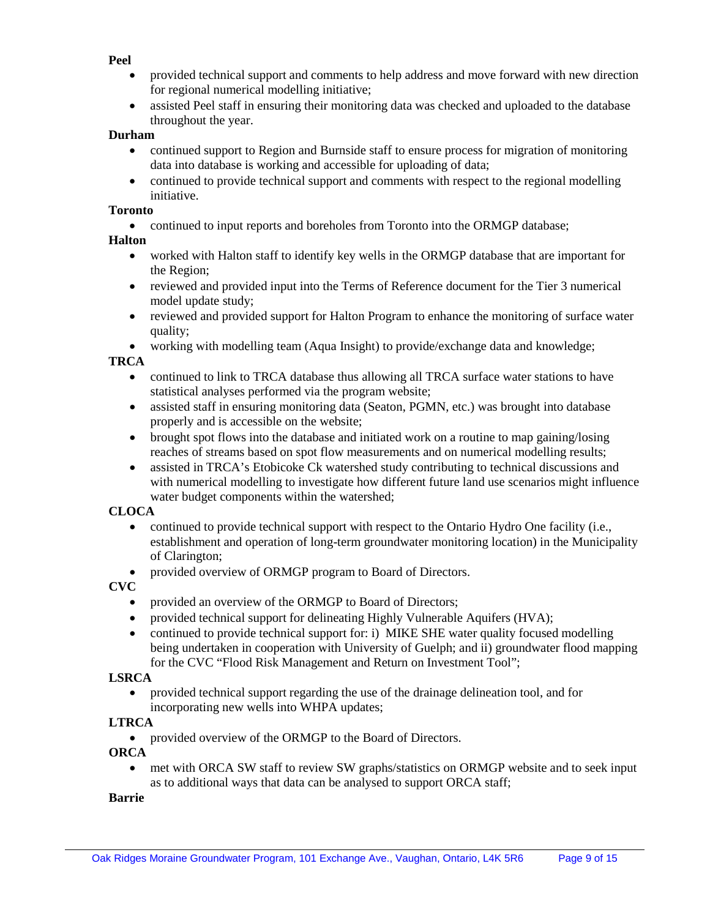**Peel**

- provided technical support and comments to help address and move forward with new direction for regional numerical modelling initiative;
- assisted Peel staff in ensuring their monitoring data was checked and uploaded to the database throughout the year.

**Durham**

- continued support to Region and Burnside staff to ensure process for migration of monitoring data into database is working and accessible for uploading of data;
- continued to provide technical support and comments with respect to the regional modelling initiative.

**Toronto**

- continued to input reports and boreholes from Toronto into the ORMGP database;

**Halton**

- worked with Halton staff to identify key wells in the ORMGP database that are important for the Region;
- reviewed and provided input into the Terms of Reference document for the Tier 3 numerical model update study;
- reviewed and provided support for Halton Program to enhance the monitoring of surface water quality;
- working with modelling team (Aqua Insight) to provide/exchange data and knowledge;

**TRCA**

- continued to link to TRCA database thus allowing all TRCA surface water stations to have statistical analyses performed via the program website;
- assisted staff in ensuring monitoring data (Seaton, PGMN, etc.) was brought into database properly and is accessible on the website;
- brought spot flows into the database and initiated work on a routine to map gaining/losing reaches of streams based on spot flow measurements and on numerical modelling results;
- assisted in TRCA's Etobicoke Ck watershed study contributing to technical discussions and with numerical modelling to investigate how different future land use scenarios might influence water budget components within the watershed;

**CLOCA**

- continued to provide technical support with respect to the Ontario Hydro One facility (i.e., establishment and operation of long-term groundwater monitoring location) in the Municipality of Clarington;
- provided overview of ORMGP program to Board of Directors.

**CVC**

- provided an overview of the ORMGP to Board of Directors;
- provided technical support for delineating Highly Vulnerable Aquifers (HVA);
- continued to provide technical support for: i) MIKE SHE water quality focused modelling being undertaken in cooperation with University of Guelph; and ii) groundwater flood mapping for the CVC "Flood Risk Management and Return on Investment Tool";

**LSRCA**

- provided technical support regarding the use of the drainage delineation tool, and for incorporating new wells into WHPA updates;

**LTRCA**

- provided overview of the ORMGP to the Board of Directors.

**ORCA**

- met with ORCA SW staff to review SW graphs/statistics on ORMGP website and to seek input as to additional ways that data can be analysed to support ORCA staff;

**Barrie**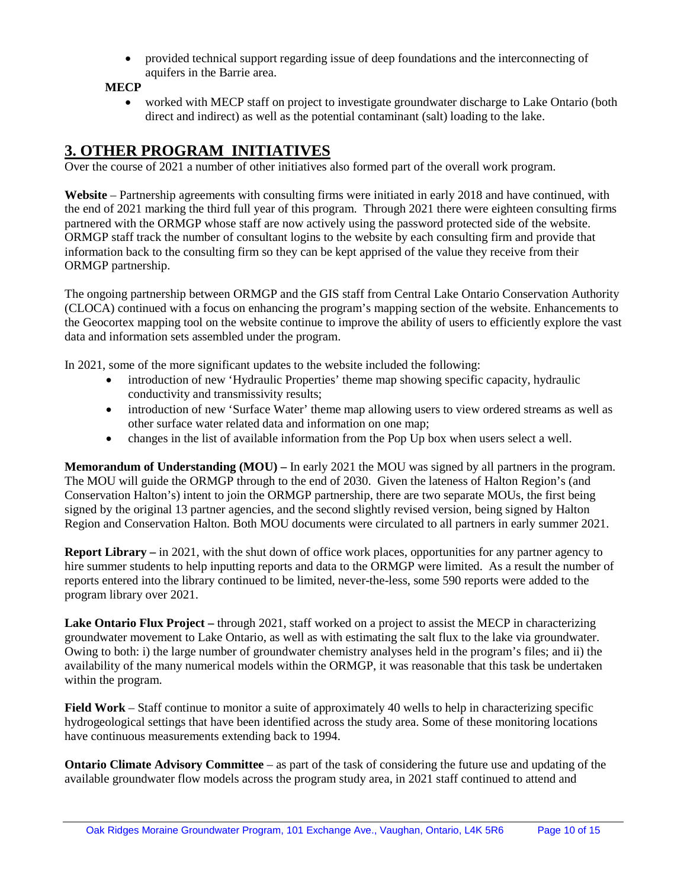- provided technical support regarding issue of deep foundations and the interconnecting of aquifers in the Barrie area.

**MECP**

- worked with MECP staff on project to investigate groundwater discharge to Lake Ontario (both direct and indirect) as well as the potential contaminant (salt) loading to the lake.

# 3. OTHER PROGRAM INITIATIVES

Over the course of 2021 a number of other initiatives also formed part of the overall work program.

**Website** – Partnership agreements with consulting firms were initiated in early 2018 and have continued, with the end of 2021 marking the third full year of this program. Through 2021 there were eighteen consulting firms partnered with the ORMGP whose staff are now actively using the password protected side of the website. ORMGP staff track the number of consultant logins to the website by each consulting firm and provide that information back to the consulting firm so they can be kept apprised of the value they receive from their ORMGP partnership.

The ongoing partnership between ORMGP and the GIS staff from Central Lake Ontario Conservation Authority (CLOCA) continued with a focus on enhancing the program's mapping section of the website. Enhancements to the Geocortex mapping tool on the website continue to improve the ability of users to efficiently explore the vast data and information sets assembled under the program.

In 2021, some of the more significant updates to the website included the following:

- introduction of new 'Hydraulic Properties' theme map showing specific capacity, hydraulic conductivity and transmissivity results;
- introduction of new 'Surface Water' theme map allowing users to view ordered streams as well as other surface water related data and information on one map;
- changes in the list of available information from the Pop Up box when users select a well.

**Memorandum of Understanding (MOU) –** In early 2021 the MOU was signed by all partners in the program. The MOU will guide the ORMGP through to the end of 2030. Given the lateness of Halton Region's (and Conservation Halton's) intent to join the ORMGP partnership, there are two separate MOUs, the first being signed by the original 13 partner agencies, and the second slightly revised version, being signed by Halton Region and Conservation Halton. Both MOU documents were circulated to all partners in early summer 2021.

**Report Library –** in 2021, with the shut down of office work places, opportunities for any partner agency to hire summer students to help inputting reports and data to the ORMGP were limited. As a result the number of reports entered into the library continued to be limited, never-the-less, some 590 reports were added to the program library over 2021.

**Lake Ontario Flux Project –** through 2021, staff worked on a project to assist the MECP in characterizing groundwater movement to Lake Ontario, as well as with estimating the salt flux to the lake via groundwater. Owing to both: i) the large number of groundwater chemistry analyses held in the program's files; and ii) the availability of the many numerical models within the ORMGP, it was reasonable that this task be undertaken within the program.

**Field Work** – Staff continue to monitor a suite of approximately 40 wells to help in characterizing specific hydrogeological settings that have been identified across the study area. Some of these monitoring locations have continuous measurements extending back to 1994.

**Ontario Climate Advisory Committee** – as part of the task of considering the future use and updating of the available groundwater flow models across the program study area, in 2021 staff continued to attend and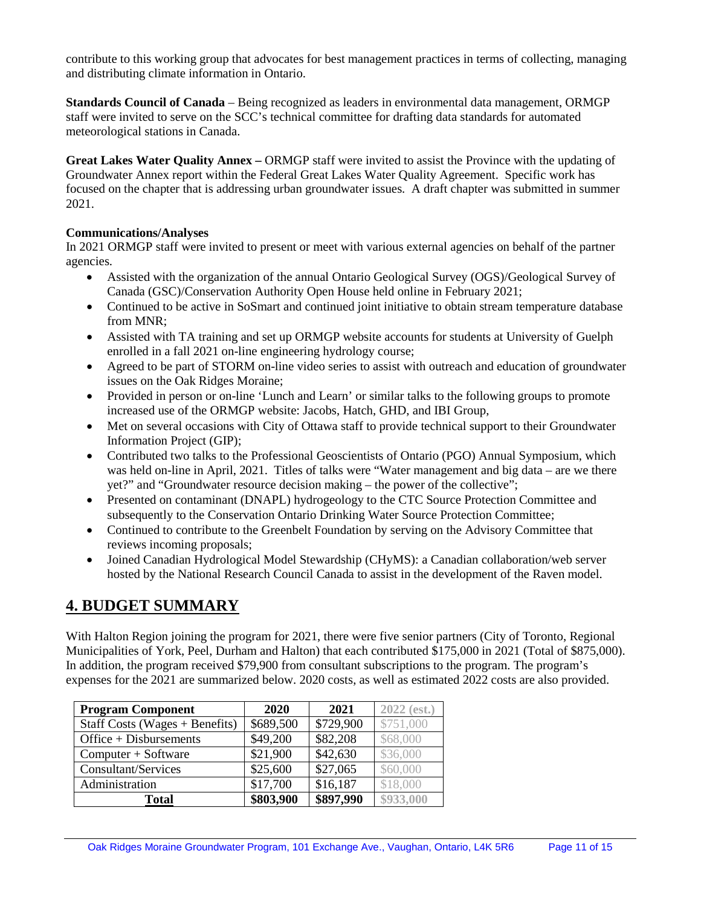contribute to this working group that advocates for best management practices in terms of collecting, managing and distributing climate information in Ontario.

**Standards Council of Canada** – Being recognized as leaders in environmental data management, ORMGP staff were invited to serve on the SCC's technical committee for drafting data standards for automated meteorological stations in Canada.

**Great Lakes Water Quality Annex –** ORMGP staff were invited to assist the Province with the updating of Groundwater Annex report within the Federal Great Lakes Water Quality Agreement. Specific work has focused on the chapter that is addressing urban groundwater issues. A draft chapter was submitted in summer 2021.

**Communications/Analyses**

In 2021 ORMGP staff were invited to present or meet with various external agencies on behalf of the partner agencies.

- Assisted with the organization of the annual Ontario Geological Survey (OGS)/Geological Survey of Canada (GSC)/Conservation Authority Open House held online in February 2021;
- Continued to be active in SoSmart and continued joint initiative to obtain stream temperature database from MNR;
- Assisted with TA training and set up ORMGP website accounts for students at University of Guelph enrolled in a fall 2021 on-line engineering hydrology course;
- Agreed to be part of STORM on-line video series to assist with outreach and education of groundwater issues on the Oak Ridges Moraine;
- Provided in person or on-line 'Lunch and Learn' or similar talks to the following groups to promote increased use of the ORMGP website: Jacobs, Hatch, GHD, and IBI Group,
- Met on several occasions with City of Ottawa staff to provide technical support to their Groundwater Information Project (GIP);
- Contributed two talks to the Professional Geoscientists of Ontario (PGO) Annual Symposium, which was held on-line in April, 2021. Titles of talks were "Water management and big data – are we there yet?" and "Groundwater resource decision making – the power of the collective";
- Presented on contaminant (DNAPL) hydrogeology to the CTC Source Protection Committee and subsequently to the Conservation Ontario Drinking Water Source Protection Committee;
- Continued to contribute to the Greenbelt Foundation by serving on the Advisory Committee that reviews incoming proposals;
- Joined Canadian Hydrological Model Stewardship (CHyMS): a Canadian collaboration/web server hosted by the National Research Council Canada to assist in the development of the Raven model.

## 4. BUDGET SUMMARY

With Halton Region joining the program for 2021, there were five senior partners (City of Toronto, Regional Municipalities of York, Peel, Durham and Halton) that each contributed $175,000 in 2021 (Total of $875,000). In addition, the program received $79,900 from consultant subscriptions to the program. The program's expenses for the 2021 are summarized below. 2020 costs, as well as estimated 2022 costs are also provided.

| Program Component | 2020 | 2021 | 2022 (est.) |
|---|---|---|---|
| Staff Costs (Wages + Benefits) | $689,500 | $729,900 | $751,000 |
| Office + Disbursements | $49,200 | $82,208 | $68,000 |
| Computer + Software | $21,900 | $42,630 | $36,000 |
| Consultant/Services | $25,600 | $27,065 | $60,000 |
| Administration | $17,700 | $16,187 | $18,000 |
| **Total** | **$803,900** | **$897,990** | **$933,000** |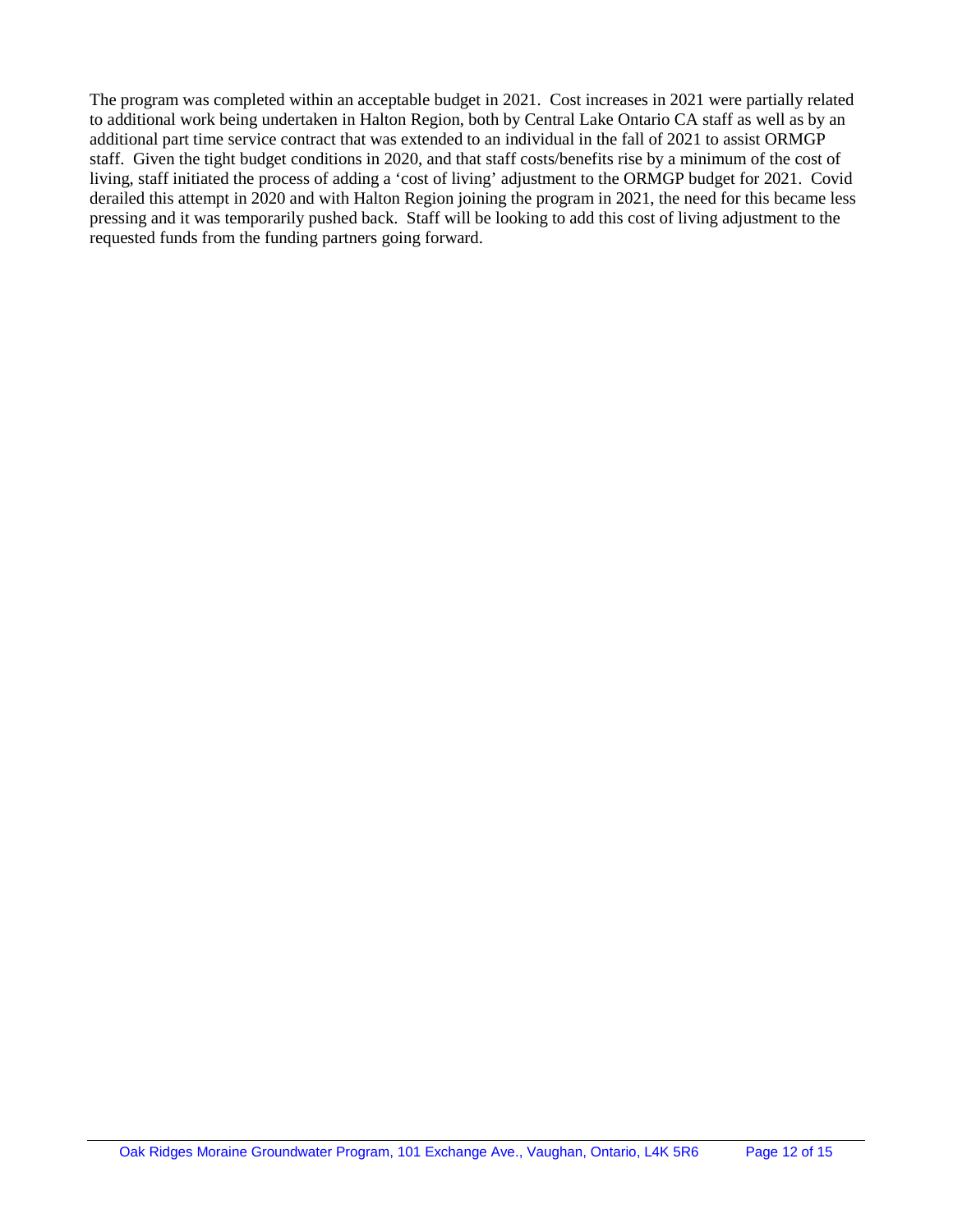The program was completed within an acceptable budget in 2021. Cost increases in 2021 were partially related to additional work being undertaken in Halton Region, both by Central Lake Ontario CA staff as well as by an additional part time service contract that was extended to an individual in the fall of 2021 to assist ORMGP staff. Given the tight budget conditions in 2020, and that staff costs/benefits rise by a minimum of the cost of living, staff initiated the process of adding a 'cost of living' adjustment to the ORMGP budget for 2021. Covid derailed this attempt in 2020 and with Halton Region joining the program in 2021, the need for this became less pressing and it was temporarily pushed back. Staff will be looking to add this cost of living adjustment to the requested funds from the funding partners going forward.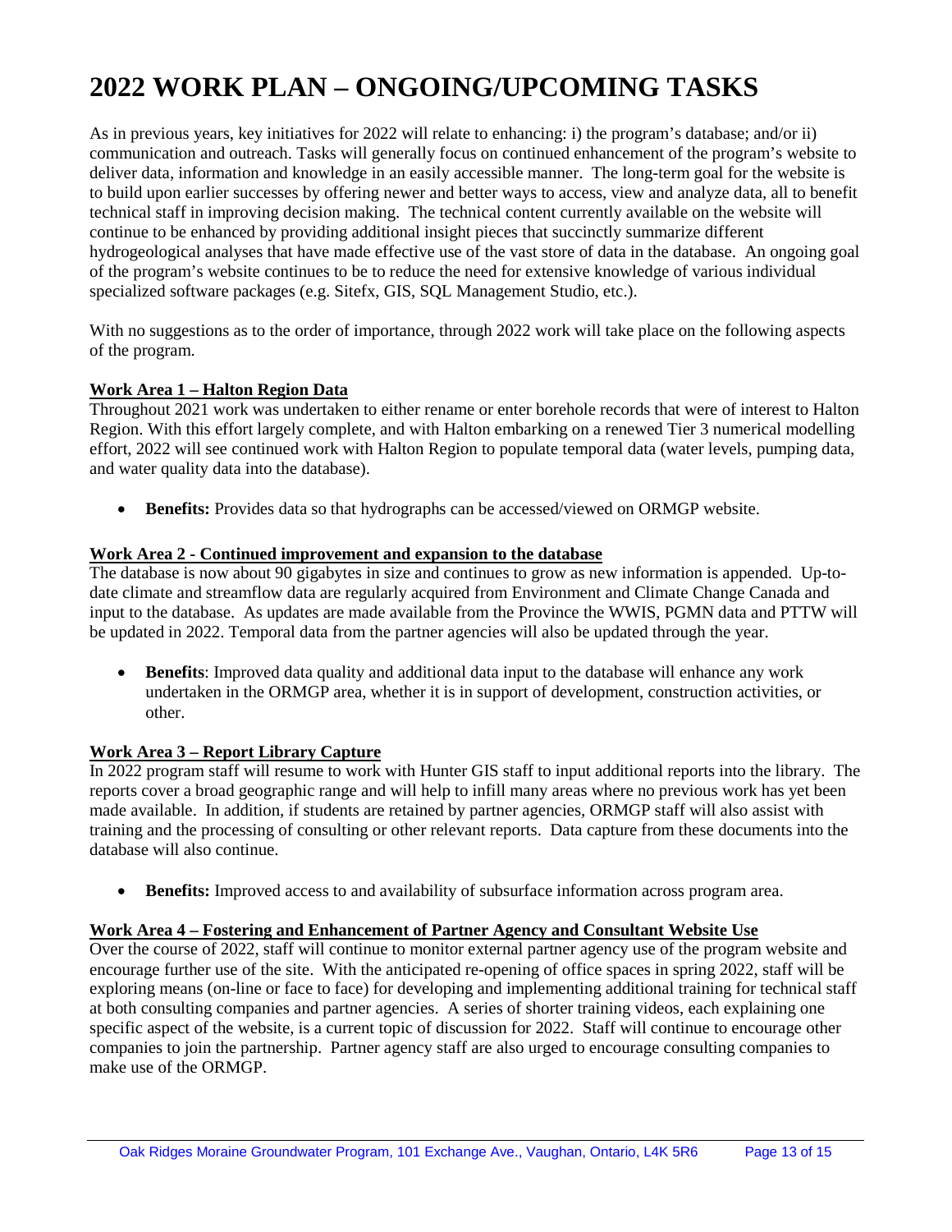# 2022 WORK PLAN – ONGOING/UPCOMING TASKS

As in previous years, key initiatives for 2022 will relate to enhancing: i) the program's database; and/or ii) communication and outreach. Tasks will generally focus on continued enhancement of the program's website to deliver data, information and knowledge in an easily accessible manner. The long-term goal for the website is to build upon earlier successes by offering newer and better ways to access, view and analyze data, all to benefit technical staff in improving decision making. The technical content currently available on the website will continue to be enhanced by providing additional insight pieces that succinctly summarize different hydrogeological analyses that have made effective use of the vast store of data in the database. An ongoing goal of the program's website continues to be to reduce the need for extensive knowledge of various individual specialized software packages (e.g. Sitefx, GIS, SQL Management Studio, etc.).

With no suggestions as to the order of importance, through 2022 work will take place on the following aspects of the program.

**Work Area 1 – Halton Region Data**

Throughout 2021 work was undertaken to either rename or enter borehole records that were of interest to Halton Region. With this effort largely complete, and with Halton embarking on a renewed Tier 3 numerical modelling effort, 2022 will see continued work with Halton Region to populate temporal data (water levels, pumping data, and water quality data into the database).

- **Benefits:** Provides data so that hydrographs can be accessed/viewed on ORMGP website.

**Work Area 2 - Continued improvement and expansion to the database**

The database is now about 90 gigabytes in size and continues to grow as new information is appended. Up-to-date climate and streamflow data are regularly acquired from Environment and Climate Change Canada and input to the database. As updates are made available from the Province the WWIS, PGMN data and PTTW will be updated in 2022. Temporal data from the partner agencies will also be updated through the year.

- **Benefits**: Improved data quality and additional data input to the database will enhance any work undertaken in the ORMGP area, whether it is in support of development, construction activities, or other.

**Work Area 3 – Report Library Capture**

In 2022 program staff will resume to work with Hunter GIS staff to input additional reports into the library. The reports cover a broad geographic range and will help to infill many areas where no previous work has yet been made available. In addition, if students are retained by partner agencies, ORMGP staff will also assist with training and the processing of consulting or other relevant reports. Data capture from these documents into the database will also continue.

- **Benefits:** Improved access to and availability of subsurface information across program area.

**Work Area 4 – Fostering and Enhancement of Partner Agency and Consultant Website Use**

Over the course of 2022, staff will continue to monitor external partner agency use of the program website and encourage further use of the site. With the anticipated re-opening of office spaces in spring 2022, staff will be exploring means (on-line or face to face) for developing and implementing additional training for technical staff at both consulting companies and partner agencies. A series of shorter training videos, each explaining one specific aspect of the website, is a current topic of discussion for 2022. Staff will continue to encourage other companies to join the partnership. Partner agency staff are also urged to encourage consulting companies to make use of the ORMGP.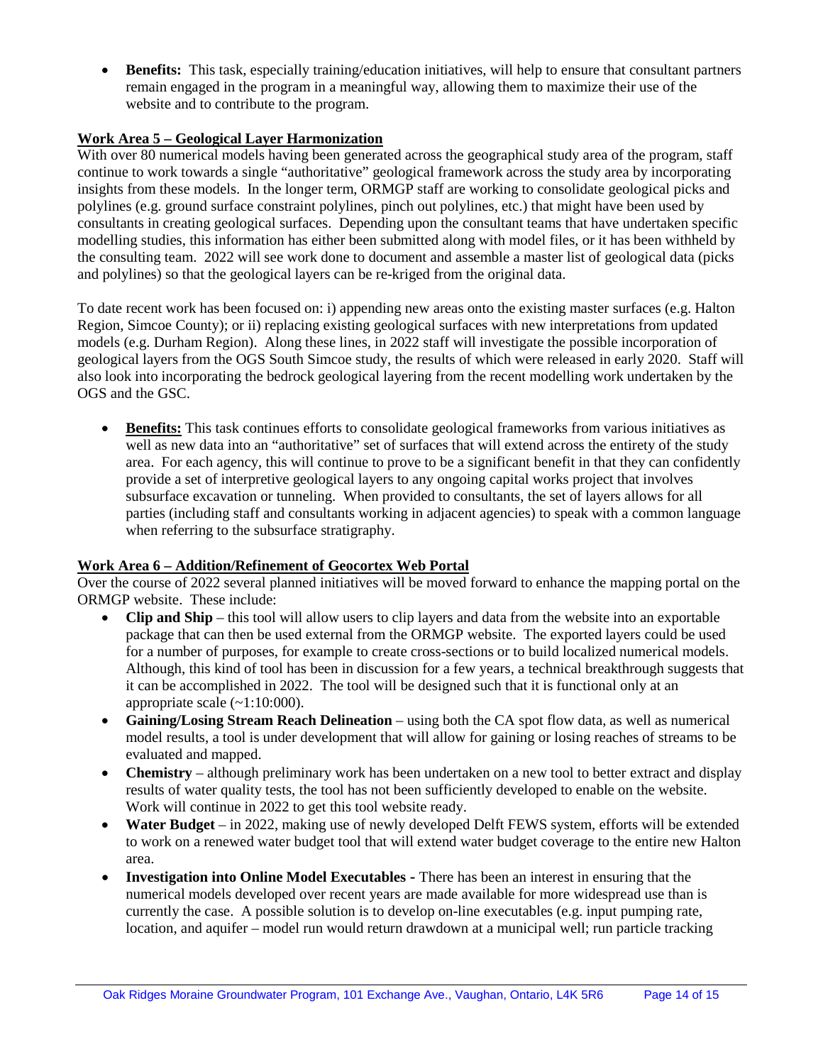- **Benefits:** This task, especially training/education initiatives, will help to ensure that consultant partners remain engaged in the program in a meaningful way, allowing them to maximize their use of the website and to contribute to the program.

**Work Area 5 – Geological Layer Harmonization**

With over 80 numerical models having been generated across the geographical study area of the program, staff continue to work towards a single "authoritative" geological framework across the study area by incorporating insights from these models. In the longer term, ORMGP staff are working to consolidate geological picks and polylines (e.g. ground surface constraint polylines, pinch out polylines, etc.) that might have been used by consultants in creating geological surfaces. Depending upon the consultant teams that have undertaken specific modelling studies, this information has either been submitted along with model files, or it has been withheld by the consulting team. 2022 will see work done to document and assemble a master list of geological data (picks and polylines) so that the geological layers can be re-kriged from the original data.

To date recent work has been focused on: i) appending new areas onto the existing master surfaces (e.g. Halton Region, Simcoe County); or ii) replacing existing geological surfaces with new interpretations from updated models (e.g. Durham Region). Along these lines, in 2022 staff will investigate the possible incorporation of geological layers from the OGS South Simcoe study, the results of which were released in early 2020. Staff will also look into incorporating the bedrock geological layering from the recent modelling work undertaken by the OGS and the GSC.

- **Benefits:** This task continues efforts to consolidate geological frameworks from various initiatives as well as new data into an "authoritative" set of surfaces that will extend across the entirety of the study area. For each agency, this will continue to prove to be a significant benefit in that they can confidently provide a set of interpretive geological layers to any ongoing capital works project that involves subsurface excavation or tunneling. When provided to consultants, the set of layers allows for all parties (including staff and consultants working in adjacent agencies) to speak with a common language when referring to the subsurface stratigraphy.

**Work Area 6 – Addition/Refinement of Geocortex Web Portal**

Over the course of 2022 several planned initiatives will be moved forward to enhance the mapping portal on the ORMGP website. These include:

- **Clip and Ship** – this tool will allow users to clip layers and data from the website into an exportable package that can then be used external from the ORMGP website. The exported layers could be used for a number of purposes, for example to create cross-sections or to build localized numerical models. Although, this kind of tool has been in discussion for a few years, a technical breakthrough suggests that it can be accomplished in 2022. The tool will be designed such that it is functional only at an appropriate scale (~1:10:000).
- **Gaining/Losing Stream Reach Delineation** – using both the CA spot flow data, as well as numerical model results, a tool is under development that will allow for gaining or losing reaches of streams to be evaluated and mapped.
- **Chemistry** – although preliminary work has been undertaken on a new tool to better extract and display results of water quality tests, the tool has not been sufficiently developed to enable on the website. Work will continue in 2022 to get this tool website ready.
- **Water Budget** – in 2022, making use of newly developed Delft FEWS system, efforts will be extended to work on a renewed water budget tool that will extend water budget coverage to the entire new Halton area.
- **Investigation into Online Model Executables -** There has been an interest in ensuring that the numerical models developed over recent years are made available for more widespread use than is currently the case. A possible solution is to develop on-line executables (e.g. input pumping rate, location, and aquifer – model run would return drawdown at a municipal well; run particle tracking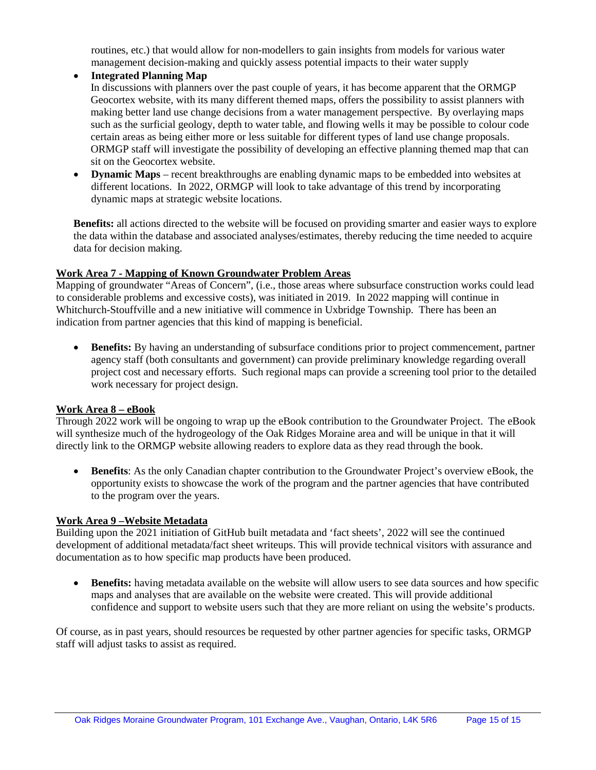routines, etc.) that would allow for non-modellers to gain insights from models for various water management decision-making and quickly assess potential impacts to their water supply

- **Integrated Planning Map**
  In discussions with planners over the past couple of years, it has become apparent that the ORMGP Geocortex website, with its many different themed maps, offers the possibility to assist planners with making better land use change decisions from a water management perspective. By overlaying maps such as the surficial geology, depth to water table, and flowing wells it may be possible to colour code certain areas as being either more or less suitable for different types of land use change proposals. ORMGP staff will investigate the possibility of developing an effective planning themed map that can sit on the Geocortex website.
- **Dynamic Maps** – recent breakthroughs are enabling dynamic maps to be embedded into websites at different locations. In 2022, ORMGP will look to take advantage of this trend by incorporating dynamic maps at strategic website locations.

**Benefits:** all actions directed to the website will be focused on providing smarter and easier ways to explore the data within the database and associated analyses/estimates, thereby reducing the time needed to acquire data for decision making.

**Work Area 7 - Mapping of Known Groundwater Problem Areas**

Mapping of groundwater "Areas of Concern", (i.e., those areas where subsurface construction works could lead to considerable problems and excessive costs), was initiated in 2019. In 2022 mapping will continue in Whitchurch-Stouffville and a new initiative will commence in Uxbridge Township. There has been an indication from partner agencies that this kind of mapping is beneficial.

- **Benefits:** By having an understanding of subsurface conditions prior to project commencement, partner agency staff (both consultants and government) can provide preliminary knowledge regarding overall project cost and necessary efforts. Such regional maps can provide a screening tool prior to the detailed work necessary for project design.

**Work Area 8 – eBook**

Through 2022 work will be ongoing to wrap up the eBook contribution to the Groundwater Project. The eBook will synthesize much of the hydrogeology of the Oak Ridges Moraine area and will be unique in that it will directly link to the ORMGP website allowing readers to explore data as they read through the book.

- **Benefits**: As the only Canadian chapter contribution to the Groundwater Project's overview eBook, the opportunity exists to showcase the work of the program and the partner agencies that have contributed to the program over the years.

**Work Area 9 –Website Metadata**

Building upon the 2021 initiation of GitHub built metadata and 'fact sheets', 2022 will see the continued development of additional metadata/fact sheet writeups. This will provide technical visitors with assurance and documentation as to how specific map products have been produced.

- **Benefits:** having metadata available on the website will allow users to see data sources and how specific maps and analyses that are available on the website were created. This will provide additional confidence and support to website users such that they are more reliant on using the website's products.

Of course, as in past years, should resources be requested by other partner agencies for specific tasks, ORMGP staff will adjust tasks to assist as required.